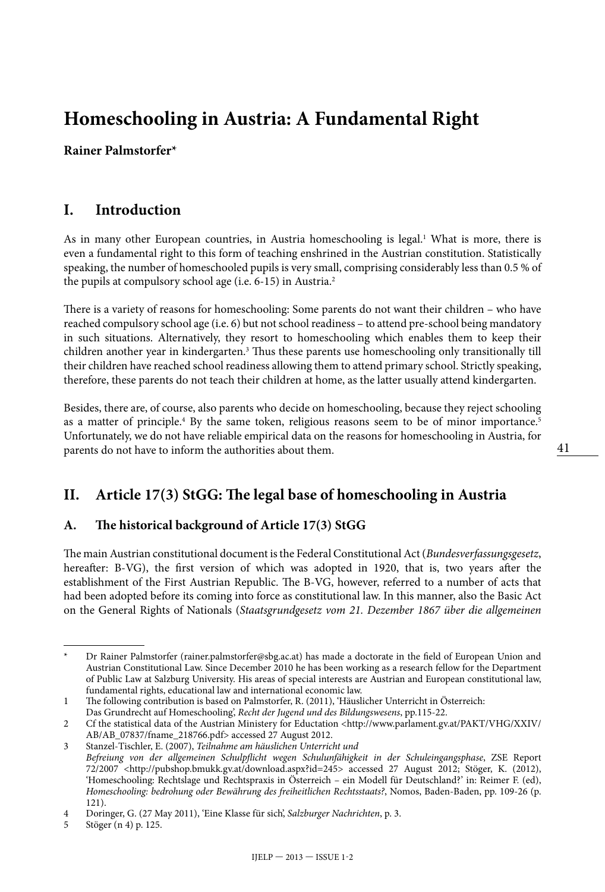# Homeschooling in Austria: A Fundamental Right

**Rainer Palmstorfer***

## I. Introduction

As in many other European countries, in Austria homeschooling is legal.[1] What is more, there is even a fundamental right to this form of teaching enshrined in the Austrian constitution. Statistically speaking, the number of homeschooled pupils is very small, comprising considerably less than 0.5 % of the pupils at compulsory school age (i.e. 6-15) in Austria.[2]

There is a variety of reasons for homeschooling: Some parents do not want their children – who have reached compulsory school age (i.e. 6) but not school readiness – to attend pre-school being mandatory in such situations. Alternatively, they resort to homeschooling which enables them to keep their children another year in kindergarten.[3] Thus these parents use homeschooling only transitionally till their children have reached school readiness allowing them to attend primary school. Strictly speaking, therefore, these parents do not teach their children at home, as the latter usually attend kindergarten.

Besides, there are, of course, also parents who decide on homeschooling, because they reject schooling as a matter of principle.[4] By the same token, religious reasons seem to be of minor importance.[5] Unfortunately, we do not have reliable empirical data on the reasons for homeschooling in Austria, for parents do not have to inform the authorities about them.

## II. Article 17(3) StGG: The legal base of homeschooling in Austria

### A. The historical background of Article 17(3) StGG

The main Austrian constitutional document is the Federal Constitutional Act (*Bundesverfassungsgesetz*, hereafter: B-VG), the first version of which was adopted in 1920, that is, two years after the establishment of the First Austrian Republic. The B-VG, however, referred to a number of acts that had been adopted before its coming into force as constitutional law. In this manner, also the Basic Act on the General Rights of Nationals (*Staatsgrundgesetz vom 21. Dezember 1867 über die allgemeinen*

---

\* Dr Rainer Palmstorfer (rainer.palmstorfer@sbg.ac.at) has made a doctorate in the field of European Union and Austrian Constitutional Law. Since December 2010 he has been working as a research fellow for the Department of Public Law at Salzburg University. His areas of special interests are Austrian and European constitutional law, fundamental rights, educational law and international economic law.

1 The following contribution is based on Palmstorfer, R. (2011), 'Häuslicher Unterricht in Österreich: Das Grundrecht auf Homeschooling', *Recht der Jugend und des Bildungswesens*, pp.115-22.

2 Cf the statistical data of the Austrian Ministery for Eductation <http://www.parlament.gv.at/PAKT/VHG/XXIV/AB/AB_07837/fname_218766.pdf> accessed 27 August 2012.

3 Stanzel-Tischler, E. (2007), *Teilnahme am häuslichen Unterricht und Befreiung von der allgemeinen Schulpflicht wegen Schulunfähigkeit in der Schuleingangsphase*, ZSE Report 72/2007 <http://pubshop.bmukk.gv.at/download.aspx?id=245> accessed 27 August 2012; Stöger, K. (2012), 'Homeschooling: Rechtslage und Rechtspraxis in Österreich – ein Modell für Deutschland?' in: Reimer F. (ed), *Homeschooling: bedrohung oder Bewährung des freiheitlichen Rechtsstaats?*, Nomos, Baden-Baden, pp. 109-26 (p. 121).

4 Doringer, G. (27 May 2011), 'Eine Klasse für sich', *Salzburger Nachrichten*, p. 3.

5 Stöger (n 4) p. 125.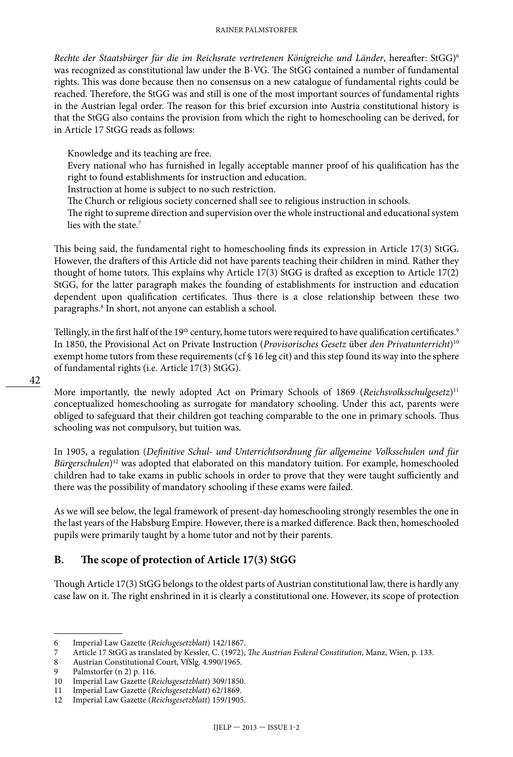*Rechte der Staatsbürger für die im Reichsrate vertretenen Königreiche und Länder*, hereafter: StGG)[6] was recognized as constitutional law under the B-VG. The StGG contained a number of fundamental rights. This was done because then no consensus on a new catalogue of fundamental rights could be reached. Therefore, the StGG was and still is one of the most important sources of fundamental rights in the Austrian legal order. The reason for this brief excursion into Austria constitutional history is that the StGG also contains the provision from which the right to homeschooling can be derived, for in Article 17 StGG reads as follows:

> Knowledge and its teaching are free.
> Every national who has furnished in legally acceptable manner proof of his qualification has the right to found establishments for instruction and education.
> Instruction at home is subject to no such restriction.
> The Church or religious society concerned shall see to religious instruction in schools.
> The right to supreme direction and supervision over the whole instructional and educational system lies with the state.[7]

This being said, the fundamental right to homeschooling finds its expression in Article 17(3) StGG. However, the drafters of this Article did not have parents teaching their children in mind. Rather they thought of home tutors. This explains why Article 17(3) StGG is drafted as exception to Article 17(2) StGG, for the latter paragraph makes the founding of establishments for instruction and education dependent upon qualification certificates. Thus there is a close relationship between these two paragraphs.[8] In short, not anyone can establish a school.

Tellingly, in the first half of the 19th century, home tutors were required to have qualification certificates.[9] In 1850, the Provisional Act on Private Instruction (*Provisorisches Gesetz* über *den Privatunterricht*)[10] exempt home tutors from these requirements (cf § 16 leg cit) and this step found its way into the sphere of fundamental rights (i.e. Article 17(3) StGG).

More importantly, the newly adopted Act on Primary Schools of 1869 (*Reichsvolksschulgesetz*)[11] conceptualized homeschooling as surrogate for mandatory schooling. Under this act, parents were obliged to safeguard that their children got teaching comparable to the one in primary schools. Thus schooling was not compulsory, but tuition was.

In 1905, a regulation (*Definitive Schul- und Unterrichtsordnung für allgemeine Volksschulen und für Bürgerschulen*)[12] was adopted that elaborated on this mandatory tuition. For example, homeschooled children had to take exams in public schools in order to prove that they were taught sufficiently and there was the possibility of mandatory schooling if these exams were failed.

As we will see below, the legal framework of present-day homeschooling strongly resembles the one in the last years of the Habsburg Empire. However, there is a marked difference. Back then, homeschooled pupils were primarily taught by a home tutor and not by their parents.

## B. The scope of protection of Article 17(3) StGG

Though Article 17(3) StGG belongs to the oldest parts of Austrian constitutional law, there is hardly any case law on it. The right enshrined in it is clearly a constitutional one. However, its scope of protection

---

6 Imperial Law Gazette (*Reichsgesetzblatt*) 142/1867.
7 Article 17 StGG as translated by Kessler, C. (1972), *The Austrian Federal Constitution*, Manz, Wien, p. 133.
8 Austrian Constitutional Court, VfSlg. 4.990/1965.
9 Palmstorfer (n 2) p. 116.
10 Imperial Law Gazette (*Reichsgesetzblatt*) 309/1850.
11 Imperial Law Gazette (*Reichsgesetzblatt*) 62/1869.
12 Imperial Law Gazette (*Reichsgesetzblatt*) 159/1905.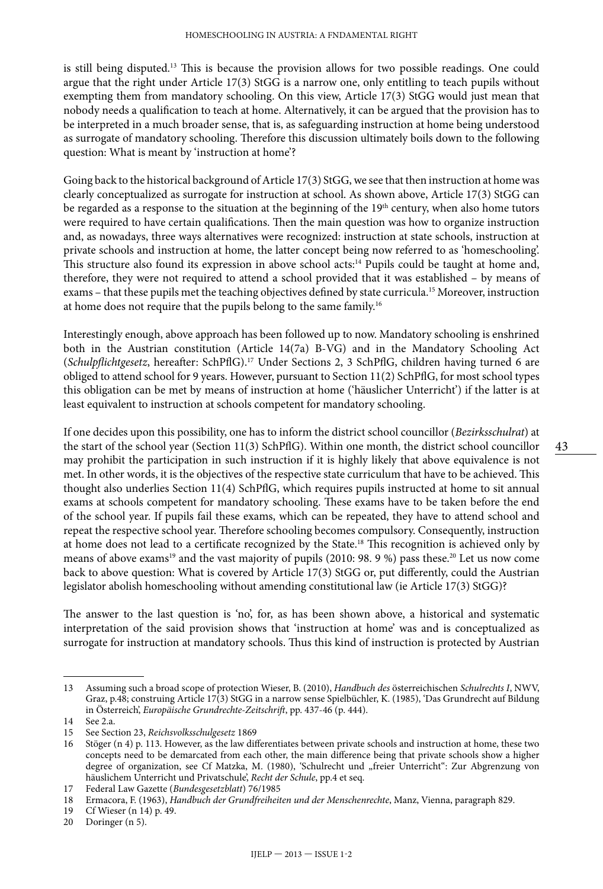is still being disputed.[13] This is because the provision allows for two possible readings. One could argue that the right under Article 17(3) StGG is a narrow one, only entitling to teach pupils without exempting them from mandatory schooling. On this view, Article 17(3) StGG would just mean that nobody needs a qualification to teach at home. Alternatively, it can be argued that the provision has to be interpreted in a much broader sense, that is, as safeguarding instruction at home being understood as surrogate of mandatory schooling. Therefore this discussion ultimately boils down to the following question: What is meant by 'instruction at home'?

Going back to the historical background of Article 17(3) StGG, we see that then instruction at home was clearly conceptualized as surrogate for instruction at school. As shown above, Article 17(3) StGG can be regarded as a response to the situation at the beginning of the 19th century, when also home tutors were required to have certain qualifications. Then the main question was how to organize instruction and, as nowadays, three ways alternatives were recognized: instruction at state schools, instruction at private schools and instruction at home, the latter concept being now referred to as 'homeschooling'. This structure also found its expression in above school acts:[14] Pupils could be taught at home and, therefore, they were not required to attend a school provided that it was established – by means of exams – that these pupils met the teaching objectives defined by state curricula.[15] Moreover, instruction at home does not require that the pupils belong to the same family.[16]

Interestingly enough, above approach has been followed up to now. Mandatory schooling is enshrined both in the Austrian constitution (Article 14(7a) B-VG) and in the Mandatory Schooling Act (*Schulpflichtgesetz*, hereafter: SchPflG).[17] Under Sections 2, 3 SchPflG, children having turned 6 are obliged to attend school for 9 years. However, pursuant to Section 11(2) SchPflG, for most school types this obligation can be met by means of instruction at home ('häuslicher Unterricht') if the latter is at least equivalent to instruction at schools competent for mandatory schooling.

If one decides upon this possibility, one has to inform the district school councillor (*Bezirksschulrat*) at the start of the school year (Section 11(3) SchPflG). Within one month, the district school councillor may prohibit the participation in such instruction if it is highly likely that above equivalence is not met. In other words, it is the objectives of the respective state curriculum that have to be achieved. This thought also underlies Section 11(4) SchPflG, which requires pupils instructed at home to sit annual exams at schools competent for mandatory schooling. These exams have to be taken before the end of the school year. If pupils fail these exams, which can be repeated, they have to attend school and repeat the respective school year. Therefore schooling becomes compulsory. Consequently, instruction at home does not lead to a certificate recognized by the State.[18] This recognition is achieved only by means of above exams[19] and the vast majority of pupils (2010: 98. 9 %) pass these.[20] Let us now come back to above question: What is covered by Article 17(3) StGG or, put differently, could the Austrian legislator abolish homeschooling without amending constitutional law (ie Article 17(3) StGG)?

The answer to the last question is 'no', for, as has been shown above, a historical and systematic interpretation of the said provision shows that 'instruction at home' was and is conceptualized as surrogate for instruction at mandatory schools. Thus this kind of instruction is protected by Austrian

---

13 Assuming such a broad scope of protection Wieser, B. (2010), *Handbuch des* österreichischen *Schulrechts I*, NWV, Graz, p.48; construing Article 17(3) StGG in a narrow sense Spielbüchler, K. (1985), 'Das Grundrecht auf Bildung in Österreich', *Europäische Grundrechte-Zeitschrift*, pp. 437-46 (p. 444).

14 See 2.a.

15 See Section 23, *Reichsvolksschulgesetz* 1869

16 Stöger (n 4) p. 113. However, as the law differentiates between private schools and instruction at home, these two concepts need to be demarcated from each other, the main difference being that private schools show a higher degree of organization, see Cf Matzka, M. (1980), 'Schulrecht und „freier Unterricht": Zur Abgrenzung von häuslichem Unterricht und Privatschule', *Recht der Schule*, pp.4 et seq.

17 Federal Law Gazette (*Bundesgesetzblatt*) 76/1985

18 Ermacora, F. (1963), *Handbuch der Grundfreiheiten und der Menschenrechte*, Manz, Vienna, paragraph 829.

19 Cf Wieser (n 14) p. 49.

20 Doringer (n 5).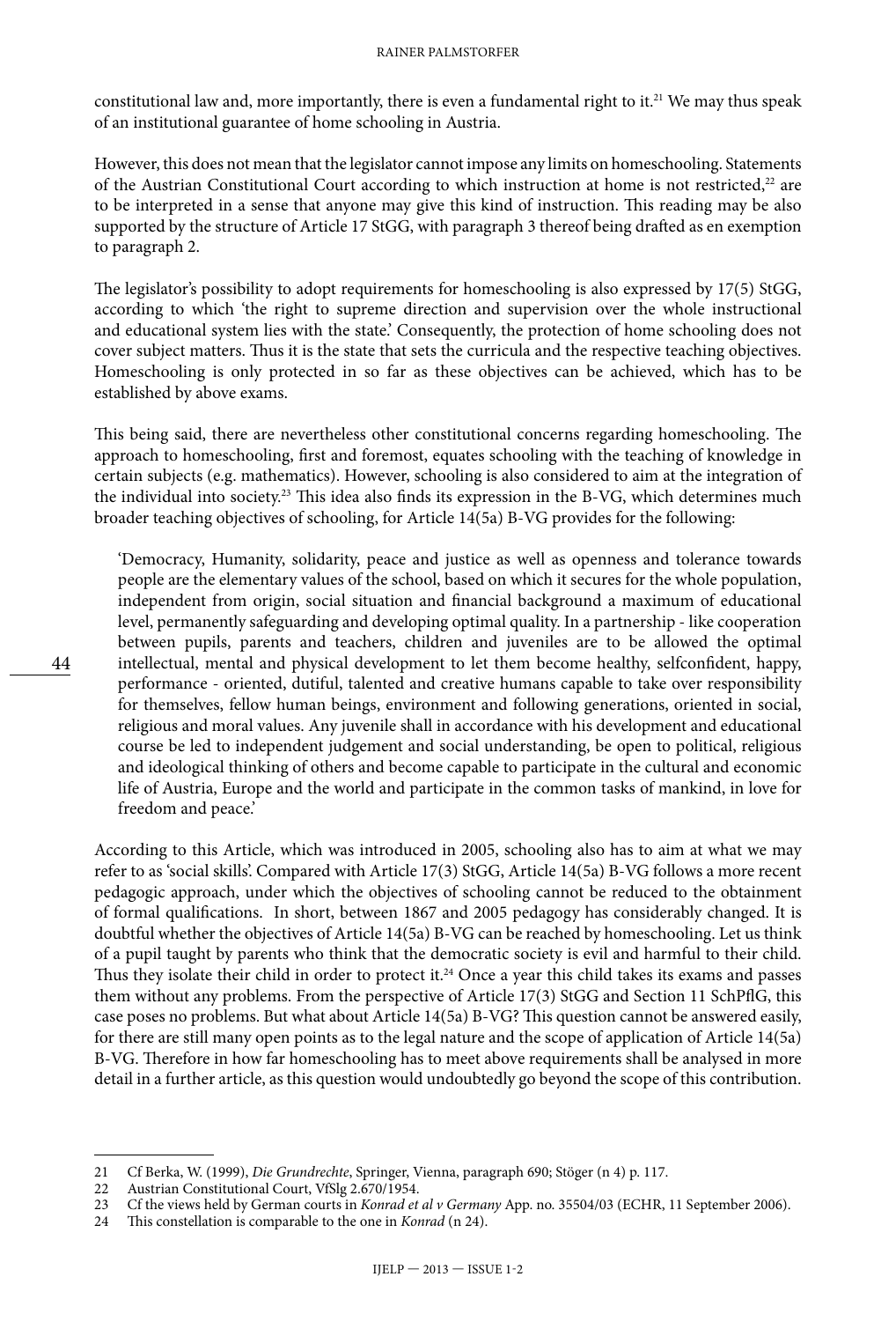constitutional law and, more importantly, there is even a fundamental right to it.[21] We may thus speak of an institutional guarantee of home schooling in Austria.

However, this does not mean that the legislator cannot impose any limits on homeschooling. Statements of the Austrian Constitutional Court according to which instruction at home is not restricted,[22] are to be interpreted in a sense that anyone may give this kind of instruction. This reading may be also supported by the structure of Article 17 StGG, with paragraph 3 thereof being drafted as en exemption to paragraph 2.

The legislator's possibility to adopt requirements for homeschooling is also expressed by 17(5) StGG, according to which 'the right to supreme direction and supervision over the whole instructional and educational system lies with the state.' Consequently, the protection of home schooling does not cover subject matters. Thus it is the state that sets the curricula and the respective teaching objectives. Homeschooling is only protected in so far as these objectives can be achieved, which has to be established by above exams.

This being said, there are nevertheless other constitutional concerns regarding homeschooling. The approach to homeschooling, first and foremost, equates schooling with the teaching of knowledge in certain subjects (e.g. mathematics). However, schooling is also considered to aim at the integration of the individual into society.[23] This idea also finds its expression in the B-VG, which determines much broader teaching objectives of schooling, for Article 14(5a) B-VG provides for the following:

> 'Democracy, Humanity, solidarity, peace and justice as well as openness and tolerance towards people are the elementary values of the school, based on which it secures for the whole population, independent from origin, social situation and financial background a maximum of educational level, permanently safeguarding and developing optimal quality. In a partnership - like cooperation between pupils, parents and teachers, children and juveniles are to be allowed the optimal intellectual, mental and physical development to let them become healthy, selfconfident, happy, performance - oriented, dutiful, talented and creative humans capable to take over responsibility for themselves, fellow human beings, environment and following generations, oriented in social, religious and moral values. Any juvenile shall in accordance with his development and educational course be led to independent judgement and social understanding, be open to political, religious and ideological thinking of others and become capable to participate in the cultural and economic life of Austria, Europe and the world and participate in the common tasks of mankind, in love for freedom and peace.'

According to this Article, which was introduced in 2005, schooling also has to aim at what we may refer to as 'social skills'. Compared with Article 17(3) StGG, Article 14(5a) B-VG follows a more recent pedagogic approach, under which the objectives of schooling cannot be reduced to the obtainment of formal qualifications. In short, between 1867 and 2005 pedagogy has considerably changed. It is doubtful whether the objectives of Article 14(5a) B-VG can be reached by homeschooling. Let us think of a pupil taught by parents who think that the democratic society is evil and harmful to their child. Thus they isolate their child in order to protect it.[24] Once a year this child takes its exams and passes them without any problems. From the perspective of Article 17(3) StGG and Section 11 SchPflG, this case poses no problems. But what about Article 14(5a) B-VG? This question cannot be answered easily, for there are still many open points as to the legal nature and the scope of application of Article 14(5a) B-VG. Therefore in how far homeschooling has to meet above requirements shall be analysed in more detail in a further article, as this question would undoubtedly go beyond the scope of this contribution.

---

21 Cf Berka, W. (1999), *Die Grundrechte*, Springer, Vienna, paragraph 690; Stöger (n 4) p. 117.

22 Austrian Constitutional Court, VfSlg 2.670/1954.

23 Cf the views held by German courts in *Konrad et al v Germany* App. no. 35504/03 (ECHR, 11 September 2006).

24 This constellation is comparable to the one in *Konrad* (n 24).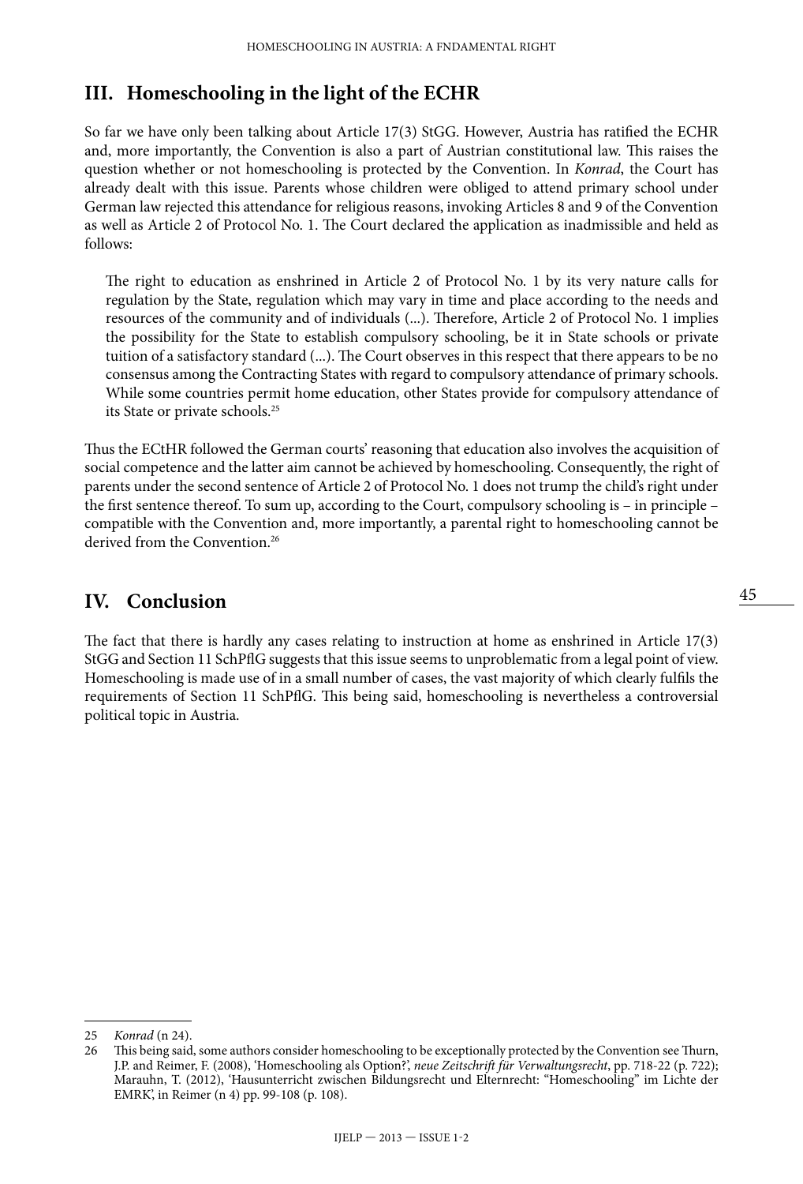## III. Homeschooling in the light of the ECHR

So far we have only been talking about Article 17(3) StGG. However, Austria has ratified the ECHR and, more importantly, the Convention is also a part of Austrian constitutional law. This raises the question whether or not homeschooling is protected by the Convention. In *Konrad*, the Court has already dealt with this issue. Parents whose children were obliged to attend primary school under German law rejected this attendance for religious reasons, invoking Articles 8 and 9 of the Convention as well as Article 2 of Protocol No. 1. The Court declared the application as inadmissible and held as follows:

> The right to education as enshrined in Article 2 of Protocol No. 1 by its very nature calls for regulation by the State, regulation which may vary in time and place according to the needs and resources of the community and of individuals (...). Therefore, Article 2 of Protocol No. 1 implies the possibility for the State to establish compulsory schooling, be it in State schools or private tuition of a satisfactory standard (...). The Court observes in this respect that there appears to be no consensus among the Contracting States with regard to compulsory attendance of primary schools. While some countries permit home education, other States provide for compulsory attendance of its State or private schools.[25]

Thus the ECtHR followed the German courts' reasoning that education also involves the acquisition of social competence and the latter aim cannot be achieved by homeschooling. Consequently, the right of parents under the second sentence of Article 2 of Protocol No. 1 does not trump the child's right under the first sentence thereof. To sum up, according to the Court, compulsory schooling is – in principle – compatible with the Convention and, more importantly, a parental right to homeschooling cannot be derived from the Convention.[26]

## IV. Conclusion

The fact that there is hardly any cases relating to instruction at home as enshrined in Article 17(3) StGG and Section 11 SchPflG suggests that this issue seems to unproblematic from a legal point of view. Homeschooling is made use of in a small number of cases, the vast majority of which clearly fulfils the requirements of Section 11 SchPflG. This being said, homeschooling is nevertheless a controversial political topic in Austria.

---

25 *Konrad* (n 24).

26 This being said, some authors consider homeschooling to be exceptionally protected by the Convention see Thurn, J.P. and Reimer, F. (2008), 'Homeschooling als Option?', *neue Zeitschrift für Verwaltungsrecht*, pp. 718-22 (p. 722); Marauhn, T. (2012), 'Hausunterricht zwischen Bildungsrecht und Elternrecht: "Homeschooling" im Lichte der EMRK', in Reimer (n 4) pp. 99-108 (p. 108).